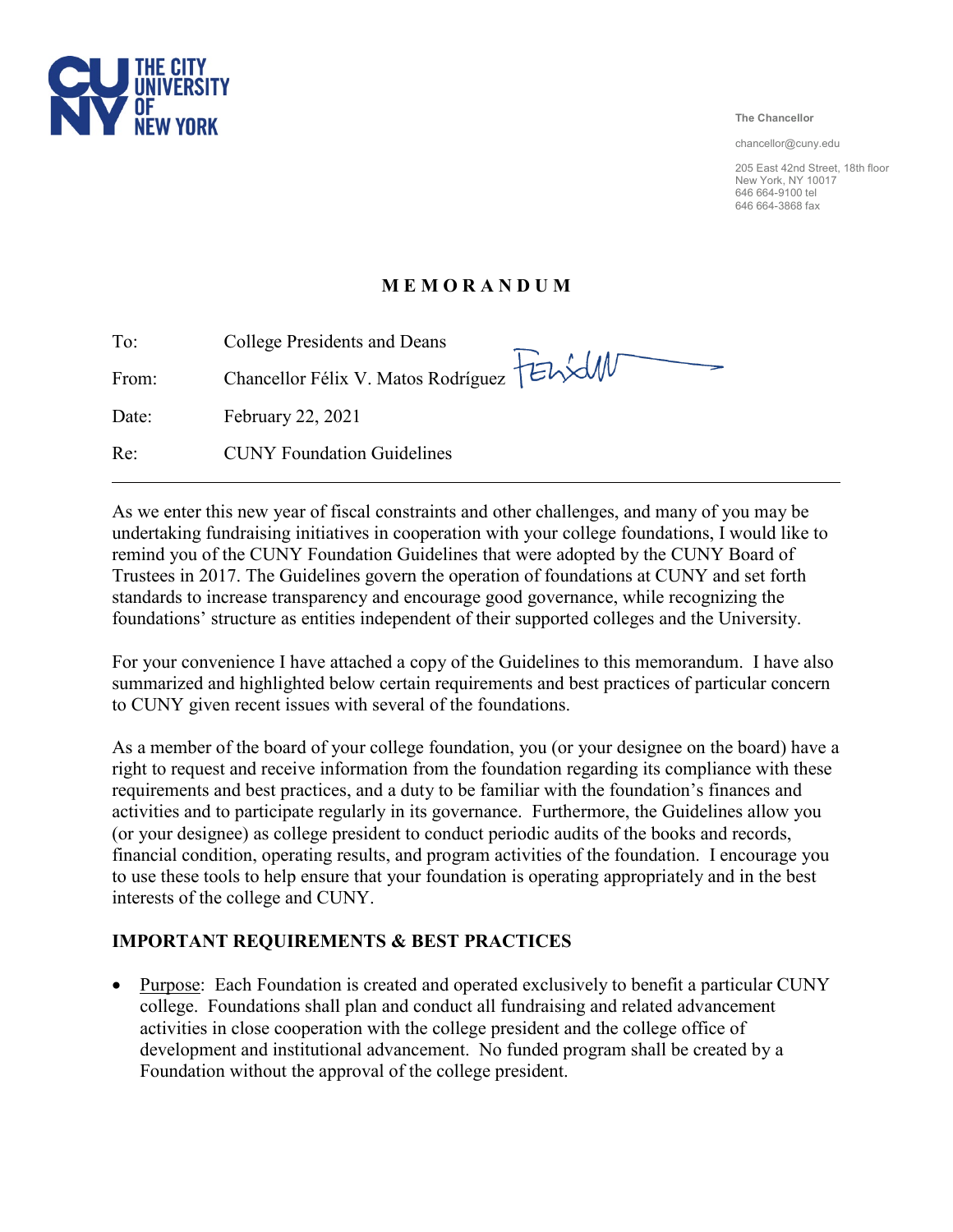THE CITY UNIVERSITY OF NEW YORK

The Chancellor

chancellor@cuny.edu

205 East 42nd Street, 18th floor
New York, NY 10017
646 664-9100 tel
646 664-3868 fax

# MEMORANDUM

To: College Presidents and Deans

From: Chancellor Félix V. Matos Rodríguez

Date: February 22, 2021

Re: CUNY Foundation Guidelines

---

As we enter this new year of fiscal constraints and other challenges, and many of you may be undertaking fundraising initiatives in cooperation with your college foundations, I would like to remind you of the CUNY Foundation Guidelines that were adopted by the CUNY Board of Trustees in 2017. The Guidelines govern the operation of foundations at CUNY and set forth standards to increase transparency and encourage good governance, while recognizing the foundations' structure as entities independent of their supported colleges and the University.

For your convenience I have attached a copy of the Guidelines to this memorandum. I have also summarized and highlighted below certain requirements and best practices of particular concern to CUNY given recent issues with several of the foundations.

As a member of the board of your college foundation, you (or your designee on the board) have a right to request and receive information from the foundation regarding its compliance with these requirements and best practices, and a duty to be familiar with the foundation's finances and activities and to participate regularly in its governance. Furthermore, the Guidelines allow you (or your designee) as college president to conduct periodic audits of the books and records, financial condition, operating results, and program activities of the foundation. I encourage you to use these tools to help ensure that your foundation is operating appropriately and in the best interests of the college and CUNY.

## IMPORTANT REQUIREMENTS & BEST PRACTICES

- Purpose: Each Foundation is created and operated exclusively to benefit a particular CUNY college. Foundations shall plan and conduct all fundraising and related advancement activities in close cooperation with the college president and the college office of development and institutional advancement. No funded program shall be created by a Foundation without the approval of the college president.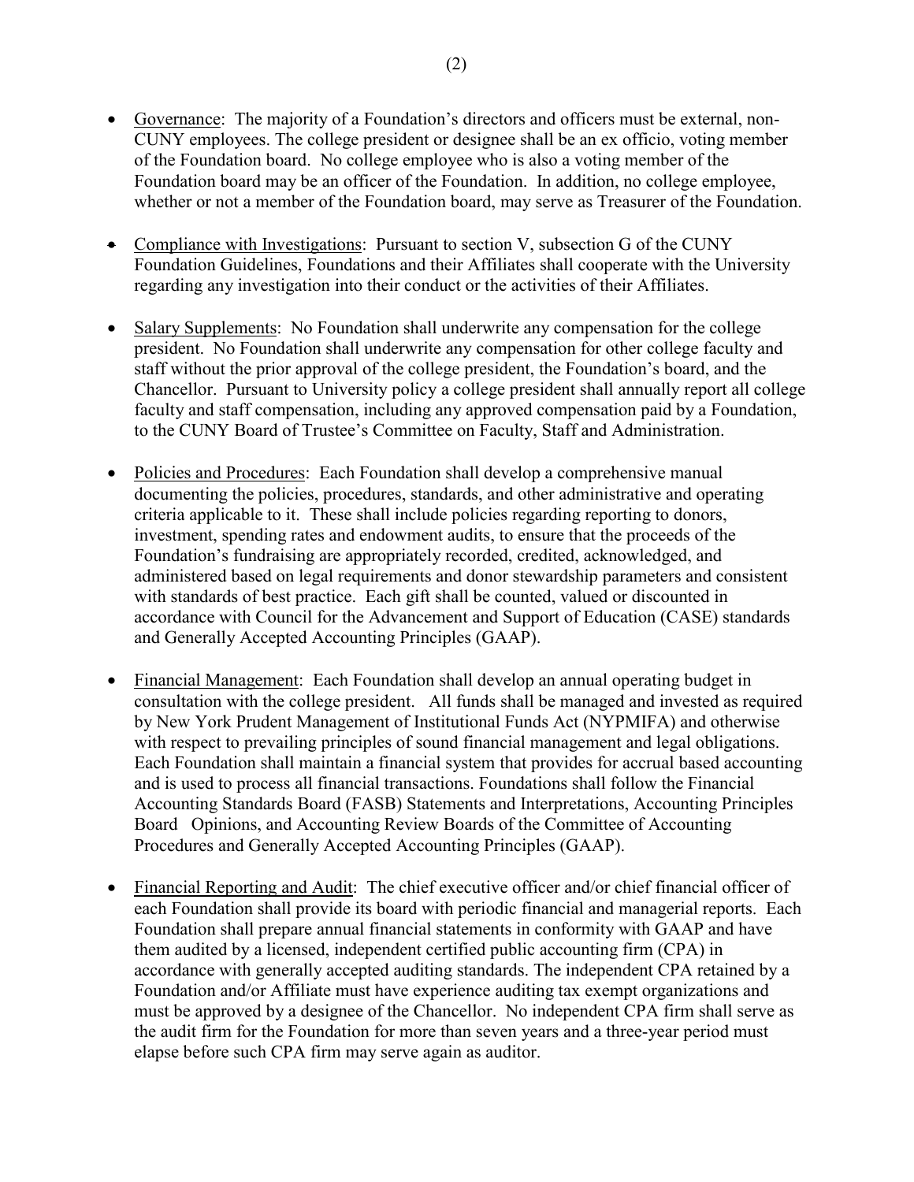- Governance: The majority of a Foundation's directors and officers must be external, non-CUNY employees. The college president or designee shall be an ex officio, voting member of the Foundation board. No college employee who is also a voting member of the Foundation board may be an officer of the Foundation. In addition, no college employee, whether or not a member of the Foundation board, may serve as Treasurer of the Foundation.

- Compliance with Investigations: Pursuant to section V, subsection G of the CUNY Foundation Guidelines, Foundations and their Affiliates shall cooperate with the University regarding any investigation into their conduct or the activities of their Affiliates.

- Salary Supplements: No Foundation shall underwrite any compensation for the college president. No Foundation shall underwrite any compensation for other college faculty and staff without the prior approval of the college president, the Foundation's board, and the Chancellor. Pursuant to University policy a college president shall annually report all college faculty and staff compensation, including any approved compensation paid by a Foundation, to the CUNY Board of Trustee's Committee on Faculty, Staff and Administration.

- Policies and Procedures: Each Foundation shall develop a comprehensive manual documenting the policies, procedures, standards, and other administrative and operating criteria applicable to it. These shall include policies regarding reporting to donors, investment, spending rates and endowment audits, to ensure that the proceeds of the Foundation's fundraising are appropriately recorded, credited, acknowledged, and administered based on legal requirements and donor stewardship parameters and consistent with standards of best practice. Each gift shall be counted, valued or discounted in accordance with Council for the Advancement and Support of Education (CASE) standards and Generally Accepted Accounting Principles (GAAP).

- Financial Management: Each Foundation shall develop an annual operating budget in consultation with the college president. All funds shall be managed and invested as required by New York Prudent Management of Institutional Funds Act (NYPMIFA) and otherwise with respect to prevailing principles of sound financial management and legal obligations. Each Foundation shall maintain a financial system that provides for accrual based accounting and is used to process all financial transactions. Foundations shall follow the Financial Accounting Standards Board (FASB) Statements and Interpretations, Accounting Principles Board Opinions, and Accounting Review Boards of the Committee of Accounting Procedures and Generally Accepted Accounting Principles (GAAP).

- Financial Reporting and Audit: The chief executive officer and/or chief financial officer of each Foundation shall provide its board with periodic financial and managerial reports. Each Foundation shall prepare annual financial statements in conformity with GAAP and have them audited by a licensed, independent certified public accounting firm (CPA) in accordance with generally accepted auditing standards. The independent CPA retained by a Foundation and/or Affiliate must have experience auditing tax exempt organizations and must be approved by a designee of the Chancellor. No independent CPA firm shall serve as the audit firm for the Foundation for more than seven years and a three-year period must elapse before such CPA firm may serve again as auditor.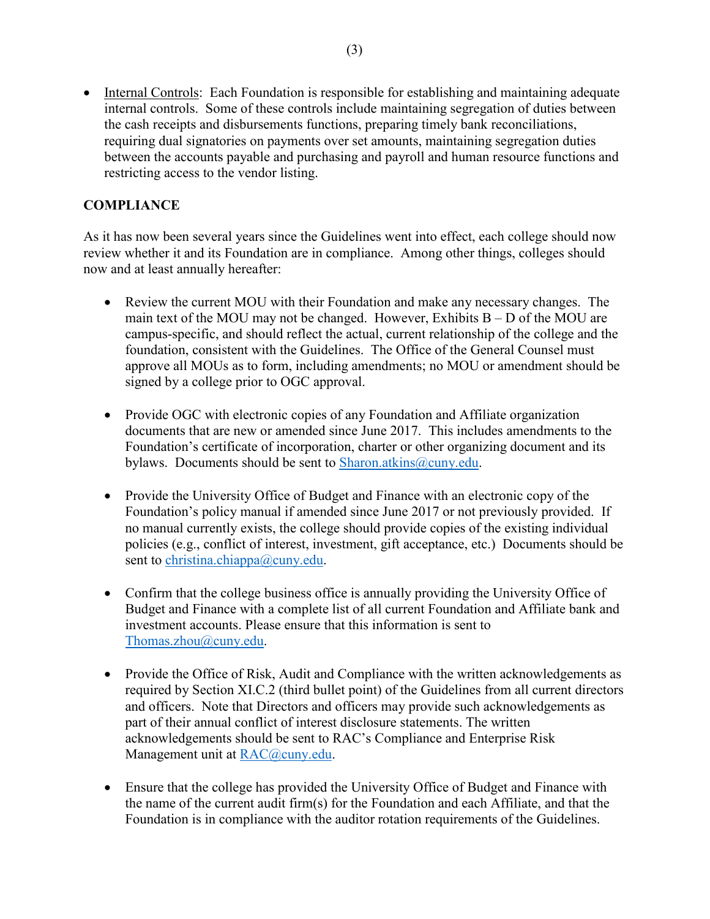- Internal Controls: Each Foundation is responsible for establishing and maintaining adequate internal controls. Some of these controls include maintaining segregation of duties between the cash receipts and disbursements functions, preparing timely bank reconciliations, requiring dual signatories on payments over set amounts, maintaining segregation duties between the accounts payable and purchasing and payroll and human resource functions and restricting access to the vendor listing.

**COMPLIANCE**

As it has now been several years since the Guidelines went into effect, each college should now review whether it and its Foundation are in compliance. Among other things, colleges should now and at least annually hereafter:

- Review the current MOU with their Foundation and make any necessary changes. The main text of the MOU may not be changed. However, Exhibits B – D of the MOU are campus-specific, and should reflect the actual, current relationship of the college and the foundation, consistent with the Guidelines. The Office of the General Counsel must approve all MOUs as to form, including amendments; no MOU or amendment should be signed by a college prior to OGC approval.

- Provide OGC with electronic copies of any Foundation and Affiliate organization documents that are new or amended since June 2017. This includes amendments to the Foundation's certificate of incorporation, charter or other organizing document and its bylaws. Documents should be sent to Sharon.atkins@cuny.edu.

- Provide the University Office of Budget and Finance with an electronic copy of the Foundation's policy manual if amended since June 2017 or not previously provided. If no manual currently exists, the college should provide copies of the existing individual policies (e.g., conflict of interest, investment, gift acceptance, etc.) Documents should be sent to christina.chiappa@cuny.edu.

- Confirm that the college business office is annually providing the University Office of Budget and Finance with a complete list of all current Foundation and Affiliate bank and investment accounts. Please ensure that this information is sent to Thomas.zhou@cuny.edu.

- Provide the Office of Risk, Audit and Compliance with the written acknowledgements as required by Section XI.C.2 (third bullet point) of the Guidelines from all current directors and officers. Note that Directors and officers may provide such acknowledgements as part of their annual conflict of interest disclosure statements. The written acknowledgements should be sent to RAC's Compliance and Enterprise Risk Management unit at RAC@cuny.edu.

- Ensure that the college has provided the University Office of Budget and Finance with the name of the current audit firm(s) for the Foundation and each Affiliate, and that the Foundation is in compliance with the auditor rotation requirements of the Guidelines.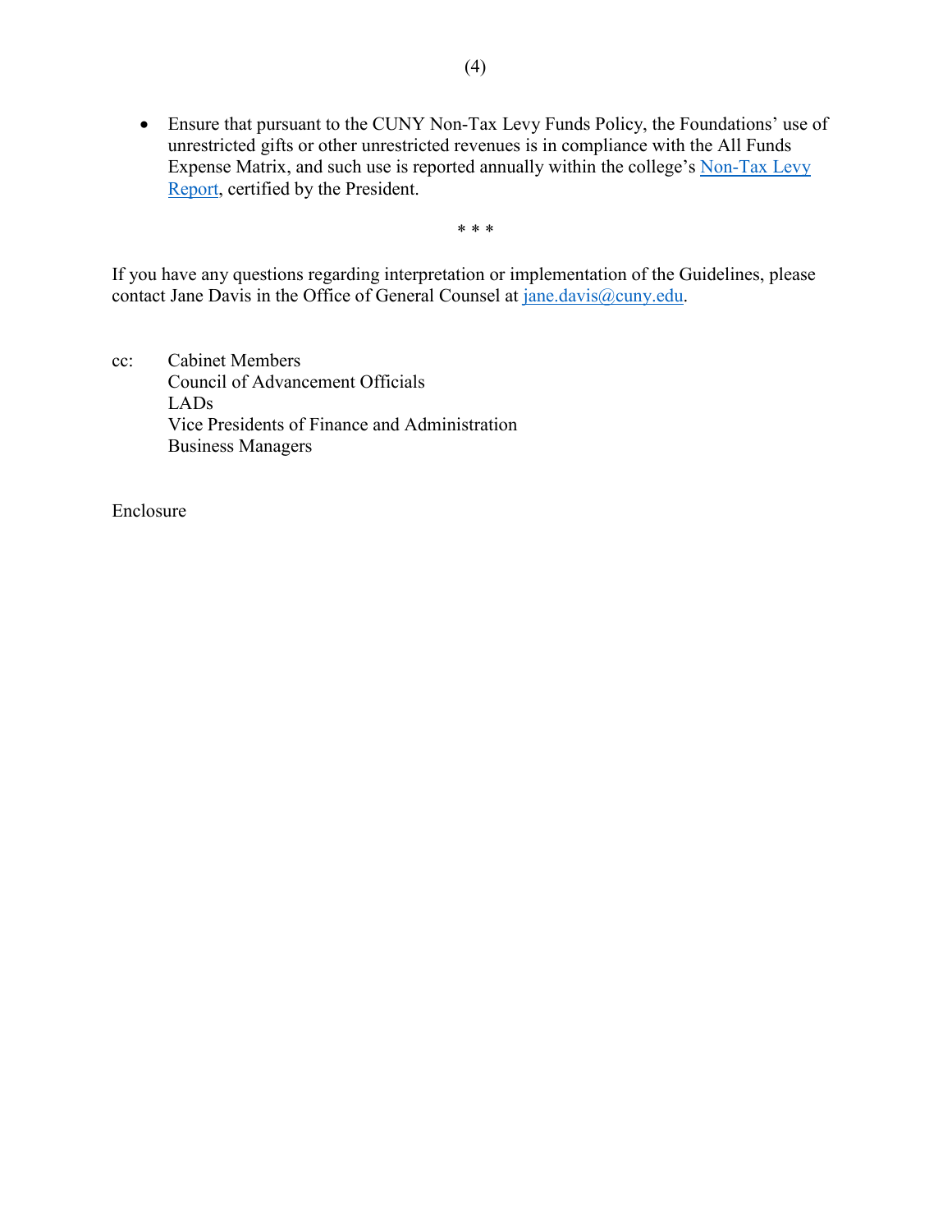- Ensure that pursuant to the CUNY Non-Tax Levy Funds Policy, the Foundations' use of unrestricted gifts or other unrestricted revenues is in compliance with the All Funds Expense Matrix, and such use is reported annually within the college's Non-Tax Levy Report, certified by the President.

\* \* \*

If you have any questions regarding interpretation or implementation of the Guidelines, please contact Jane Davis in the Office of General Counsel at jane.davis@cuny.edu.

cc: Cabinet Members
Council of Advancement Officials
LADs
Vice Presidents of Finance and Administration
Business Managers

Enclosure